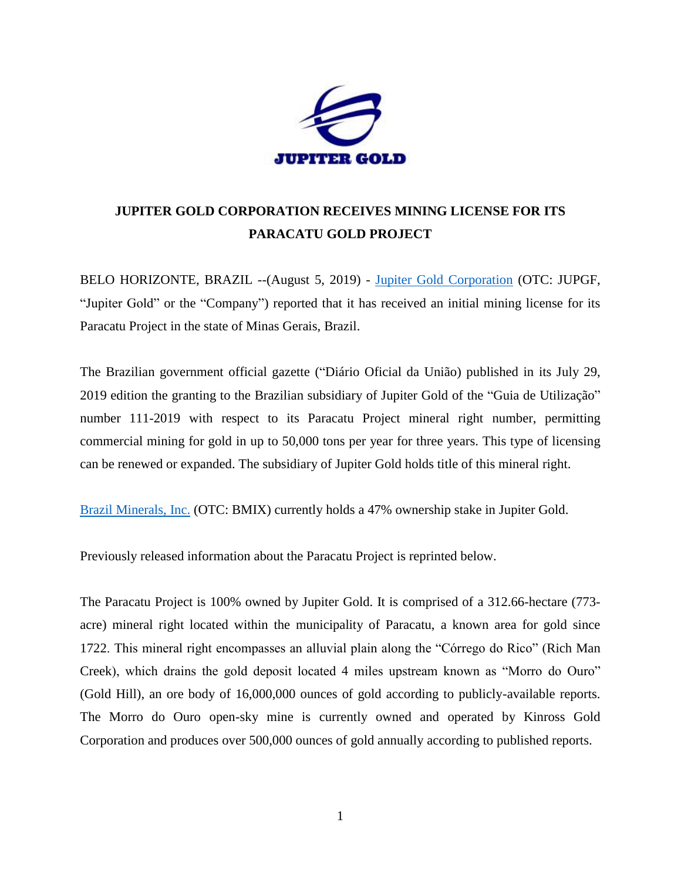JUPITER GOLD

# JUPITER GOLD CORPORATION RECEIVES MINING LICENSE FOR ITS PARACATU GOLD PROJECT

BELO HORIZONTE, BRAZIL --(August 5, 2019) - Jupiter Gold Corporation (OTC: JUPGF, "Jupiter Gold" or the "Company") reported that it has received an initial mining license for its Paracatu Project in the state of Minas Gerais, Brazil.

The Brazilian government official gazette ("Diário Oficial da União) published in its July 29, 2019 edition the granting to the Brazilian subsidiary of Jupiter Gold of the "Guia de Utilização" number 111-2019 with respect to its Paracatu Project mineral right number, permitting commercial mining for gold in up to 50,000 tons per year for three years. This type of licensing can be renewed or expanded. The subsidiary of Jupiter Gold holds title of this mineral right.

Brazil Minerals, Inc. (OTC: BMIX) currently holds a 47% ownership stake in Jupiter Gold.

Previously released information about the Paracatu Project is reprinted below.

The Paracatu Project is 100% owned by Jupiter Gold. It is comprised of a 312.66-hectare (773-acre) mineral right located within the municipality of Paracatu, a known area for gold since 1722. This mineral right encompasses an alluvial plain along the "Córrego do Rico" (Rich Man Creek), which drains the gold deposit located 4 miles upstream known as "Morro do Ouro" (Gold Hill), an ore body of 16,000,000 ounces of gold according to publicly-available reports. The Morro do Ouro open-sky mine is currently owned and operated by Kinross Gold Corporation and produces over 500,000 ounces of gold annually according to published reports.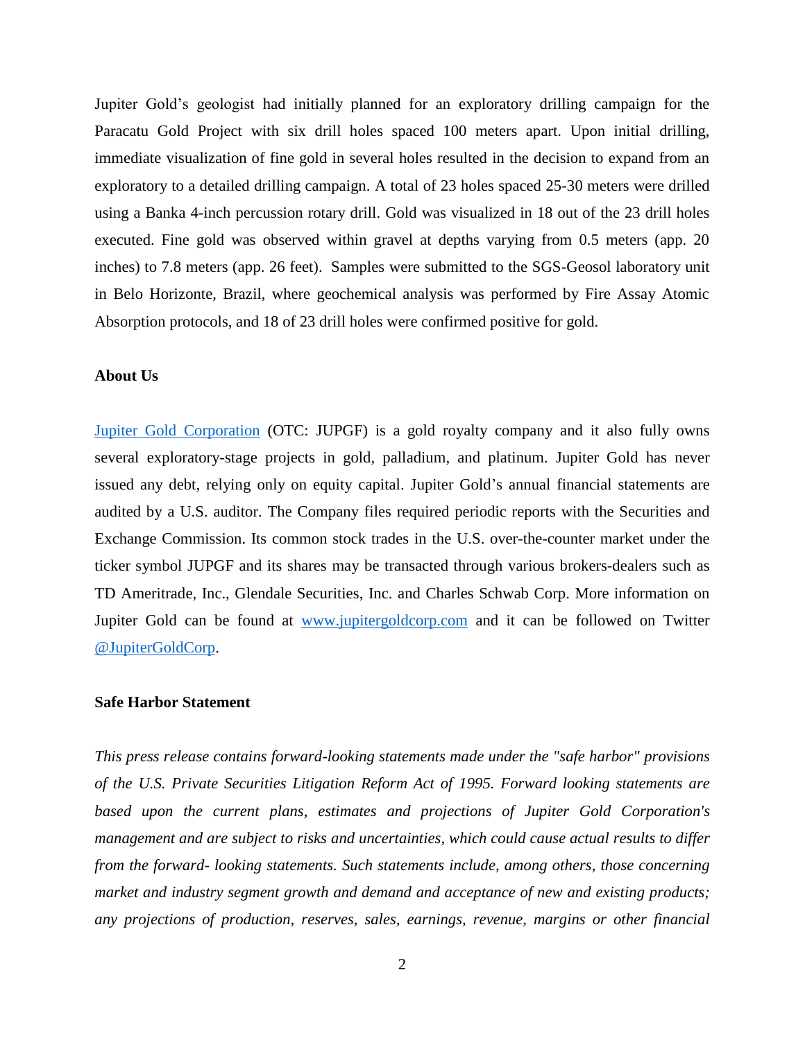Jupiter Gold's geologist had initially planned for an exploratory drilling campaign for the Paracatu Gold Project with six drill holes spaced 100 meters apart. Upon initial drilling, immediate visualization of fine gold in several holes resulted in the decision to expand from an exploratory to a detailed drilling campaign. A total of 23 holes spaced 25-30 meters were drilled using a Banka 4-inch percussion rotary drill. Gold was visualized in 18 out of the 23 drill holes executed. Fine gold was observed within gravel at depths varying from 0.5 meters (app. 20 inches) to 7.8 meters (app. 26 feet). Samples were submitted to the SGS-Geosol laboratory unit in Belo Horizonte, Brazil, where geochemical analysis was performed by Fire Assay Atomic Absorption protocols, and 18 of 23 drill holes were confirmed positive for gold.

**About Us**

[Jupiter Gold Corporation](Jupiter Gold Corporation) (OTC: JUPGF) is a gold royalty company and it also fully owns several exploratory-stage projects in gold, palladium, and platinum. Jupiter Gold has never issued any debt, relying only on equity capital. Jupiter Gold's annual financial statements are audited by a U.S. auditor. The Company files required periodic reports with the Securities and Exchange Commission. Its common stock trades in the U.S. over-the-counter market under the ticker symbol JUPGF and its shares may be transacted through various brokers-dealers such as TD Ameritrade, Inc., Glendale Securities, Inc. and Charles Schwab Corp. More information on Jupiter Gold can be found at [www.jupitergoldcorp.com](www.jupitergoldcorp.com) and it can be followed on Twitter [@JupiterGoldCorp](@JupiterGoldCorp).

**Safe Harbor Statement**

*This press release contains forward-looking statements made under the "safe harbor" provisions of the U.S. Private Securities Litigation Reform Act of 1995. Forward looking statements are based upon the current plans, estimates and projections of Jupiter Gold Corporation's management and are subject to risks and uncertainties, which could cause actual results to differ from the forward- looking statements. Such statements include, among others, those concerning market and industry segment growth and demand and acceptance of new and existing products; any projections of production, reserves, sales, earnings, revenue, margins or other financial*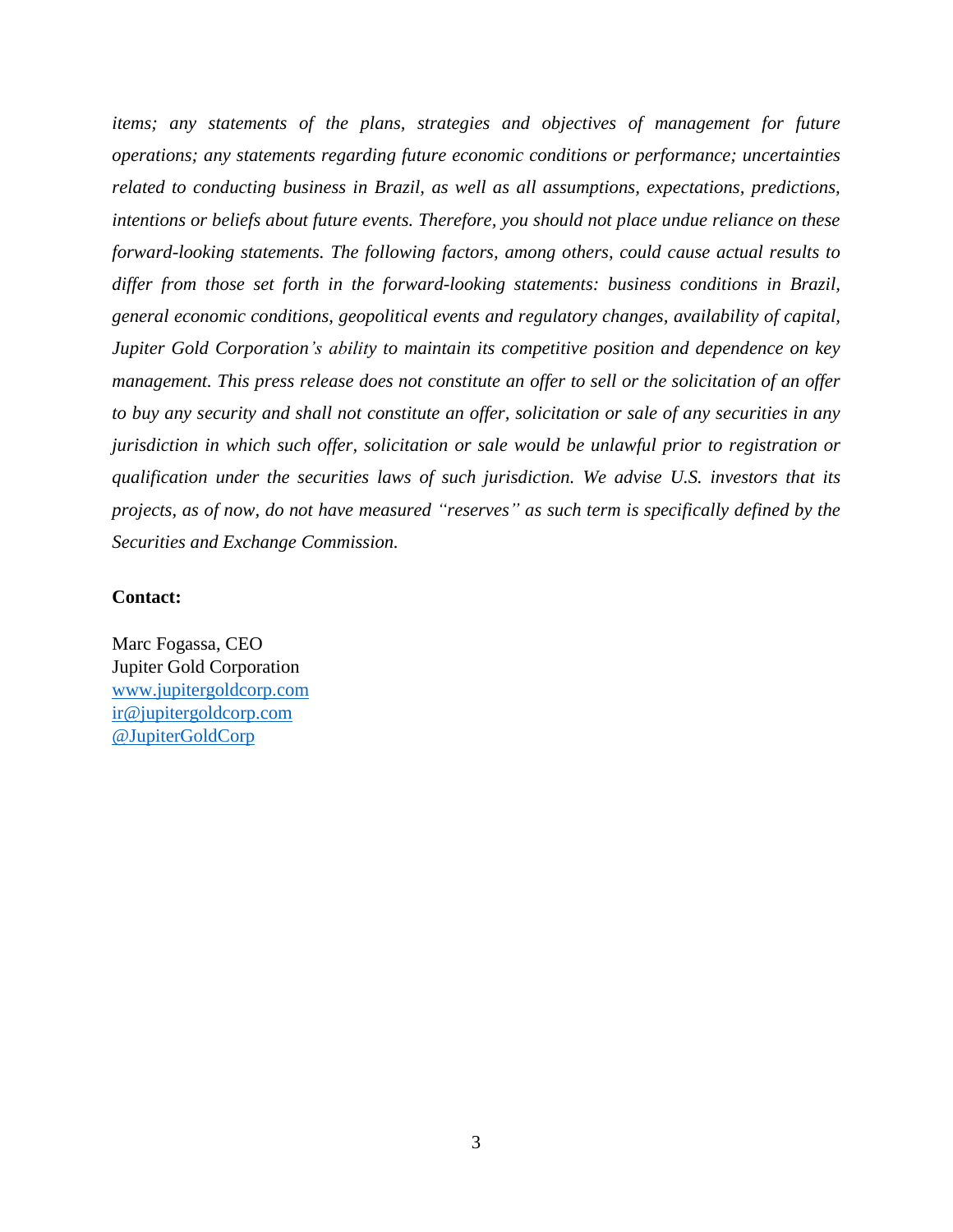*items; any statements of the plans, strategies and objectives of management for future operations; any statements regarding future economic conditions or performance; uncertainties related to conducting business in Brazil, as well as all assumptions, expectations, predictions, intentions or beliefs about future events. Therefore, you should not place undue reliance on these forward-looking statements. The following factors, among others, could cause actual results to differ from those set forth in the forward-looking statements: business conditions in Brazil, general economic conditions, geopolitical events and regulatory changes, availability of capital, Jupiter Gold Corporation's ability to maintain its competitive position and dependence on key management. This press release does not constitute an offer to sell or the solicitation of an offer to buy any security and shall not constitute an offer, solicitation or sale of any securities in any jurisdiction in which such offer, solicitation or sale would be unlawful prior to registration or qualification under the securities laws of such jurisdiction. We advise U.S. investors that its projects, as of now, do not have measured "reserves" as such term is specifically defined by the Securities and Exchange Commission.*

**Contact:**

Marc Fogassa, CEO
Jupiter Gold Corporation
www.jupitergoldcorp.com
ir@jupitergoldcorp.com
@JupiterGoldCorp